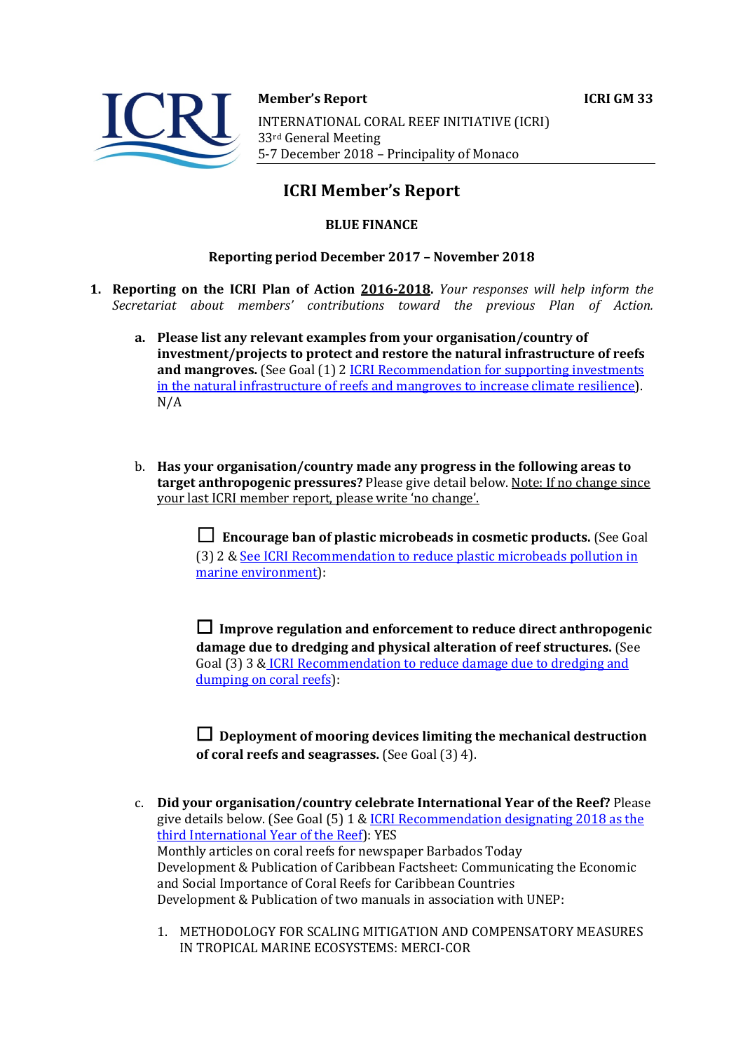**Member's Report** **ICRI GM 33**

INTERNATIONAL CORAL REEF INITIATIVE (ICRI)
33rd General Meeting
5-7 December 2018 – Principality of Monaco

# ICRI Member's Report

**BLUE FINANCE**

**Reporting period December 2017 – November 2018**

1. **Reporting on the ICRI Plan of Action 2016-2018.** *Your responses will help inform the Secretariat about members' contributions toward the previous Plan of Action.*

   a. **Please list any relevant examples from your organisation/country of investment/projects to protect and restore the natural infrastructure of reefs and mangroves.** (See Goal (1) 2 ICRI Recommendation for supporting investments in the natural infrastructure of reefs and mangroves to increase climate resilience).
   N/A

   b. **Has your organisation/country made any progress in the following areas to target anthropogenic pressures?** Please give detail below. Note: If no change since your last ICRI member report, please write 'no change'.

   ☐ **Encourage ban of plastic microbeads in cosmetic products.** (See Goal (3) 2 & See ICRI Recommendation to reduce plastic microbeads pollution in marine environment):

   ☐ **Improve regulation and enforcement to reduce direct anthropogenic damage due to dredging and physical alteration of reef structures.** (See Goal (3) 3 & ICRI Recommendation to reduce damage due to dredging and dumping on coral reefs):

   ☐ **Deployment of mooring devices limiting the mechanical destruction of coral reefs and seagrasses.** (See Goal (3) 4).

   c. **Did your organisation/country celebrate International Year of the Reef?** Please give details below. (See Goal (5) 1 & ICRI Recommendation designating 2018 as the third International Year of the Reef): YES
   Monthly articles on coral reefs for newspaper Barbados Today
   Development & Publication of Caribbean Factsheet: Communicating the Economic and Social Importance of Coral Reefs for Caribbean Countries
   Development & Publication of two manuals in association with UNEP:

   1. METHODOLOGY FOR SCALING MITIGATION AND COMPENSATORY MEASURES IN TROPICAL MARINE ECOSYSTEMS: MERCI-COR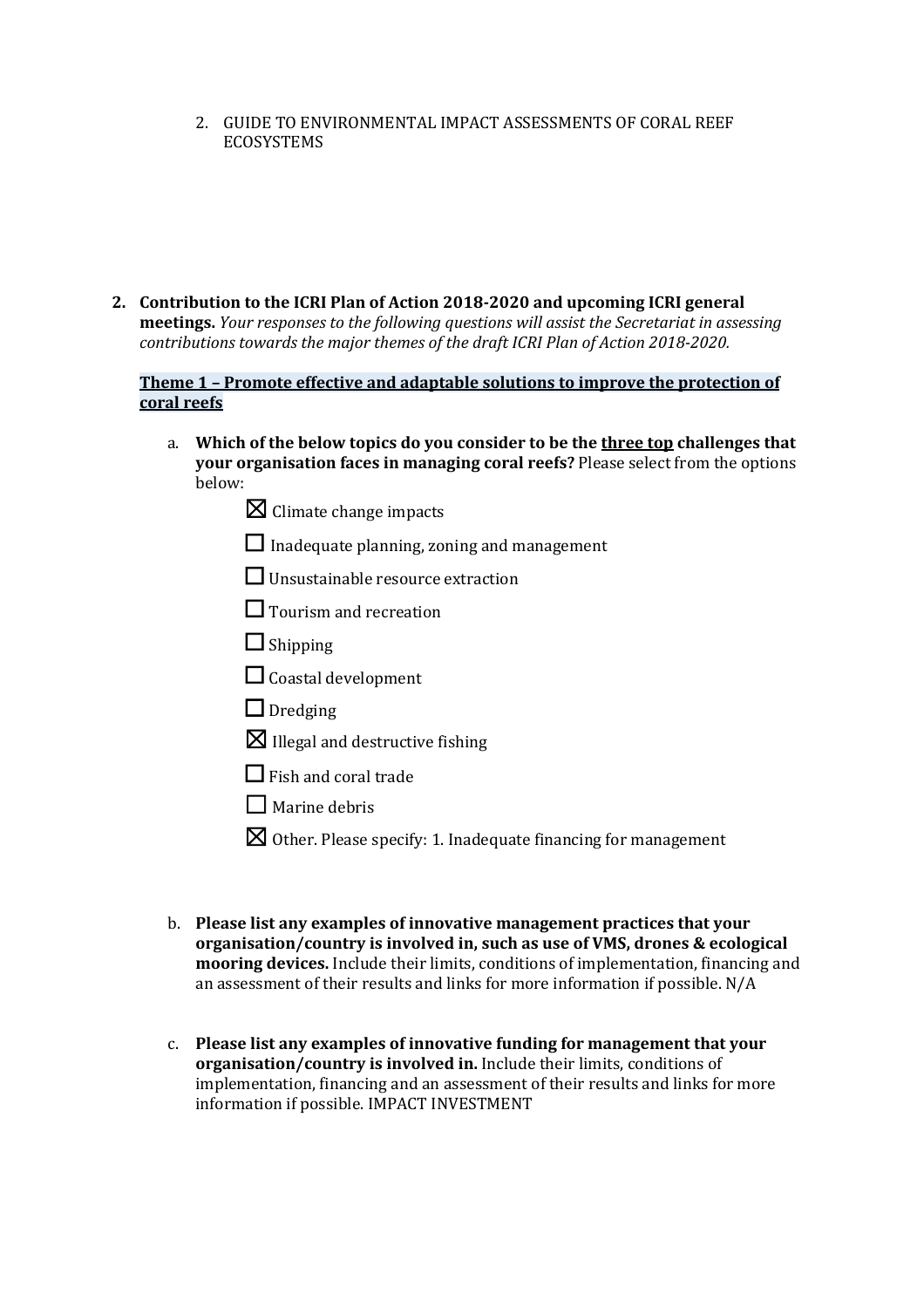2. GUIDE TO ENVIRONMENTAL IMPACT ASSESSMENTS OF CORAL REEF ECOSYSTEMS

2. **Contribution to the ICRI Plan of Action 2018-2020 and upcoming ICRI general meetings.** *Your responses to the following questions will assist the Secretariat in assessing contributions towards the major themes of the draft ICRI Plan of Action 2018-2020.*

**Theme 1 – Promote effective and adaptable solutions to improve the protection of coral reefs**

a. **Which of the below topics do you consider to be the <u>three top</u> challenges that your organisation faces in managing coral reefs?** Please select from the options below:

   - ☒ Climate change impacts
   - ☐ Inadequate planning, zoning and management
   - ☐ Unsustainable resource extraction
   - ☐ Tourism and recreation
   - ☐ Shipping
   - ☐ Coastal development
   - ☐ Dredging
   - ☒ Illegal and destructive fishing
   - ☐ Fish and coral trade
   - ☐ Marine debris
   - ☒ Other. Please specify: 1. Inadequate financing for management

b. **Please list any examples of innovative management practices that your organisation/country is involved in, such as use of VMS, drones & ecological mooring devices.** Include their limits, conditions of implementation, financing and an assessment of their results and links for more information if possible. N/A

c. **Please list any examples of innovative funding for management that your organisation/country is involved in.** Include their limits, conditions of implementation, financing and an assessment of their results and links for more information if possible. IMPACT INVESTMENT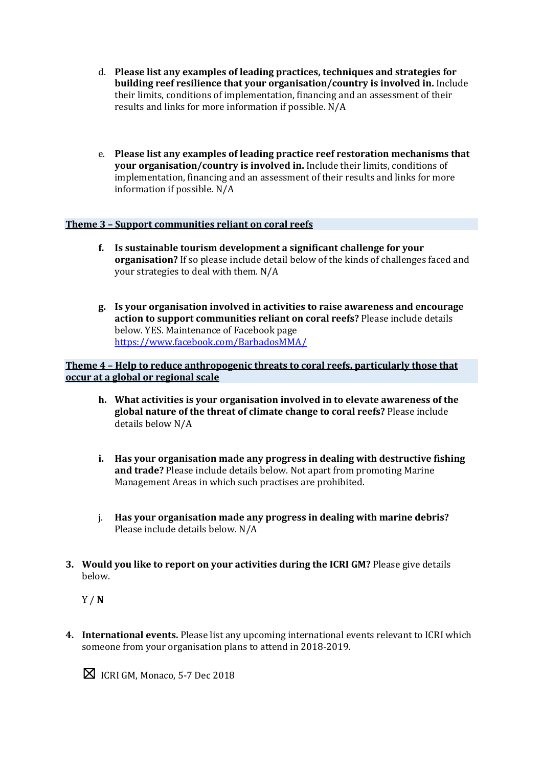d. **Please list any examples of leading practices, techniques and strategies for building reef resilience that your organisation/country is involved in.** Include their limits, conditions of implementation, financing and an assessment of their results and links for more information if possible. N/A

e. **Please list any examples of leading practice reef restoration mechanisms that your organisation/country is involved in.** Include their limits, conditions of implementation, financing and an assessment of their results and links for more information if possible. N/A

**Theme 3 – Support communities reliant on coral reefs**

**f. Is sustainable tourism development a significant challenge for your organisation?** If so please include detail below of the kinds of challenges faced and your strategies to deal with them. N/A

**g. Is your organisation involved in activities to raise awareness and encourage action to support communities reliant on coral reefs?** Please include details below. YES. Maintenance of Facebook page [https://www.facebook.com/BarbadosMMA/](https://www.facebook.com/BarbadosMMA/)

**Theme 4 – Help to reduce anthropogenic threats to coral reefs, particularly those that occur at a global or regional scale**

**h. What activities is your organisation involved in to elevate awareness of the global nature of the threat of climate change to coral reefs?** Please include details below N/A

**i. Has your organisation made any progress in dealing with destructive fishing and trade?** Please include details below. Not apart from promoting Marine Management Areas in which such practises are prohibited.

j. **Has your organisation made any progress in dealing with marine debris?** Please include details below. N/A

3. **Would you like to report on your activities during the ICRI GM?** Please give details below.

   Y / **N**

4. **International events.** Please list any upcoming international events relevant to ICRI which someone from your organisation plans to attend in 2018-2019.

   ☒ ICRI GM, Monaco, 5-7 Dec 2018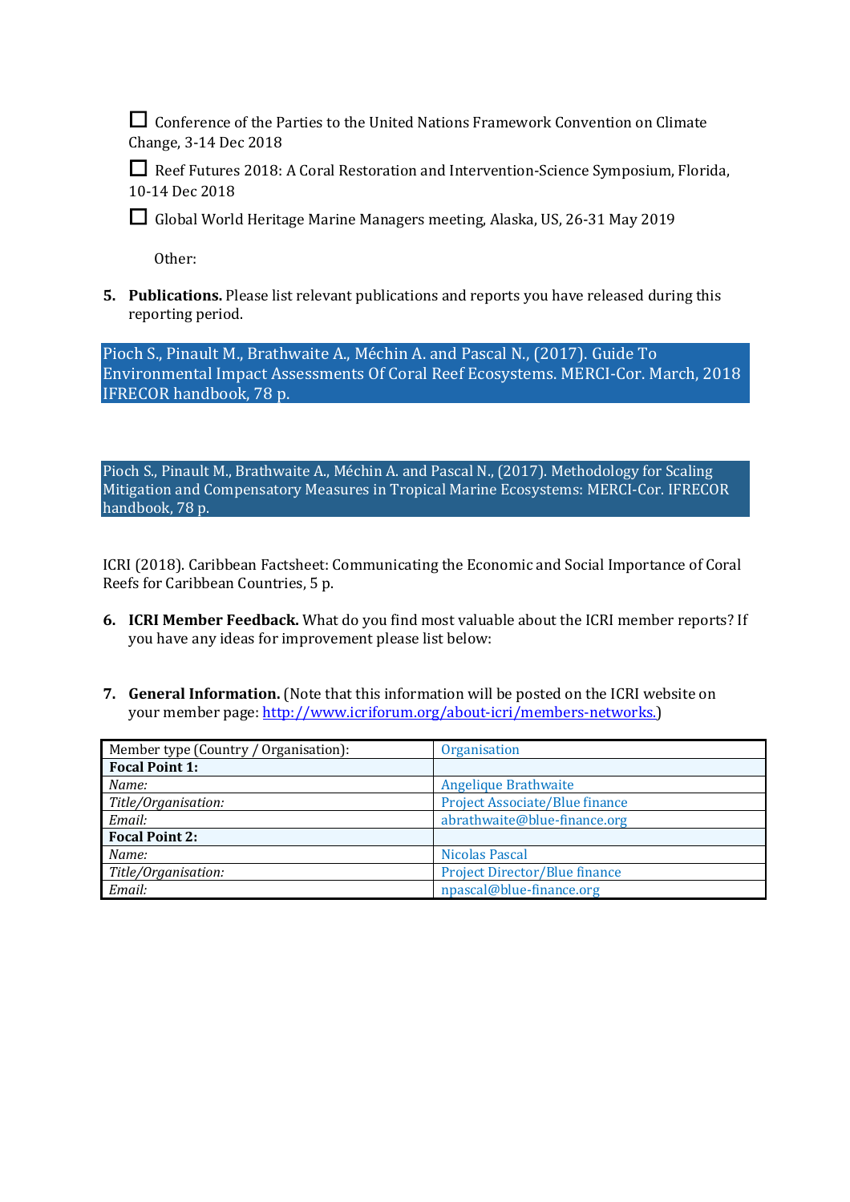☐ Conference of the Parties to the United Nations Framework Convention on Climate Change, 3-14 Dec 2018

☐ Reef Futures 2018: A Coral Restoration and Intervention-Science Symposium, Florida, 10-14 Dec 2018

☐ Global World Heritage Marine Managers meeting, Alaska, US, 26-31 May 2019

Other:

5. **Publications.** Please list relevant publications and reports you have released during this reporting period.

Pioch S., Pinault M., Brathwaite A., Méchin A. and Pascal N., (2017). Guide To Environmental Impact Assessments Of Coral Reef Ecosystems. MERCI-Cor. March, 2018 IFRECOR handbook, 78 p.

Pioch S., Pinault M., Brathwaite A., Méchin A. and Pascal N., (2017). Methodology for Scaling Mitigation and Compensatory Measures in Tropical Marine Ecosystems: MERCI-Cor. IFRECOR handbook, 78 p.

ICRI (2018). Caribbean Factsheet: Communicating the Economic and Social Importance of Coral Reefs for Caribbean Countries, 5 p.

6. **ICRI Member Feedback.** What do you find most valuable about the ICRI member reports? If you have any ideas for improvement please list below:

7. **General Information.** (Note that this information will be posted on the ICRI website on your member page: http://www.icriforum.org/about-icri/members-networks.)

| | |
|---|---|
| Member type (Country / Organisation): | Organisation |
| **Focal Point 1:** | |
| *Name:* | Angelique Brathwaite |
| *Title/Organisation:* | Project Associate/Blue finance |
| *Email:* | abrathwaite@blue-finance.org |
| **Focal Point 2:** | |
| *Name:* | Nicolas Pascal |
| *Title/Organisation:* | Project Director/Blue finance |
| *Email:* | npascal@blue-finance.org |